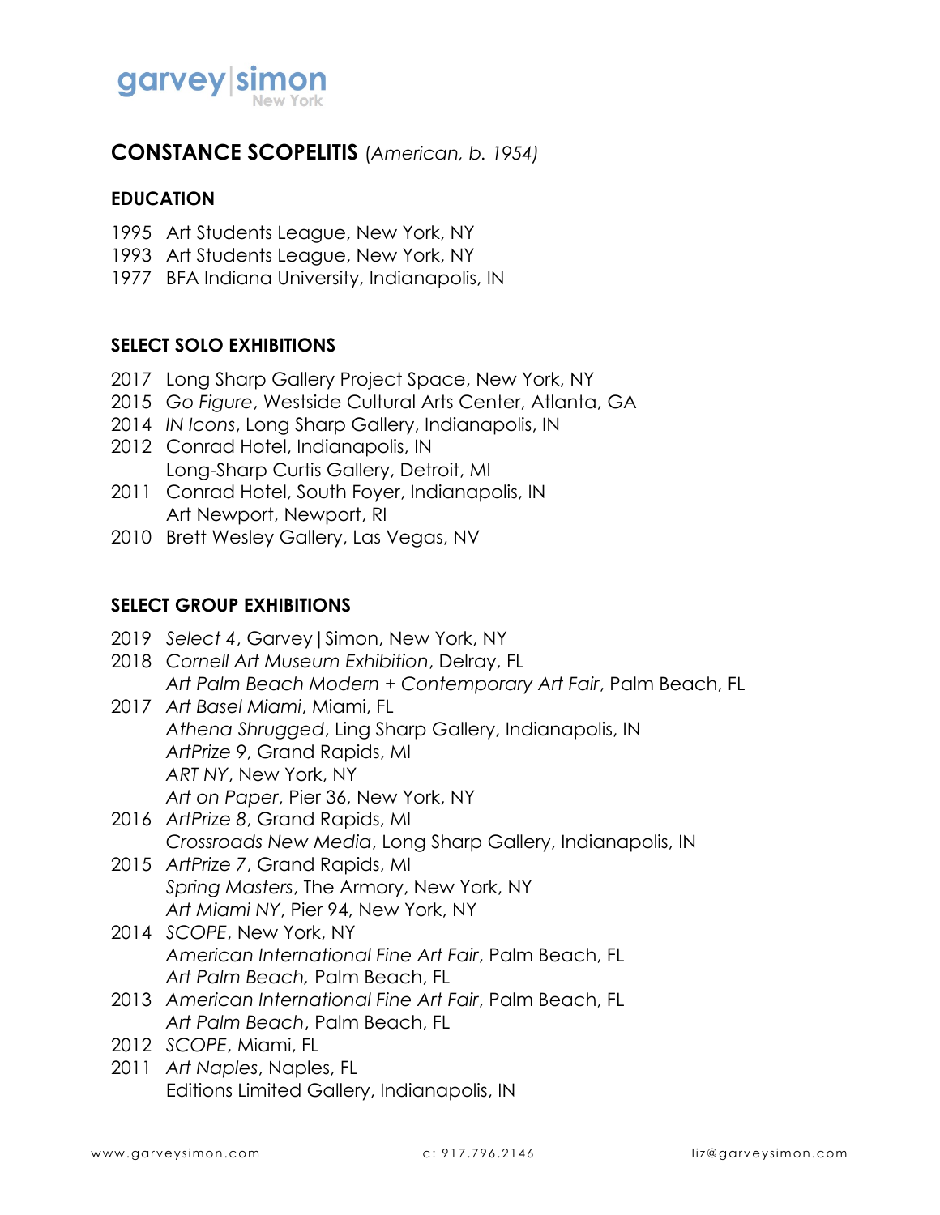garvey|simon
New York

# CONSTANCE SCOPELITIS (*American, b. 1954)*

## EDUCATION

1995 Art Students League, New York, NY
1993 Art Students League, New York, NY
1977 BFA Indiana University, Indianapolis, IN

## SELECT SOLO EXHIBITIONS

2017 Long Sharp Gallery Project Space, New York, NY
2015 *Go Figure*, Westside Cultural Arts Center, Atlanta, GA
2014 *IN Icons*, Long Sharp Gallery, Indianapolis, IN
2012 Conrad Hotel, Indianapolis, IN
Long-Sharp Curtis Gallery, Detroit, MI
2011 Conrad Hotel, South Foyer, Indianapolis, IN
Art Newport, Newport, RI
2010 Brett Wesley Gallery, Las Vegas, NV

## SELECT GROUP EXHIBITIONS

2019 *Select 4*, Garvey|Simon, New York, NY
2018 *Cornell Art Museum Exhibition*, Delray, FL
*Art Palm Beach Modern + Contemporary Art Fair*, Palm Beach, FL
2017 *Art Basel Miami*, Miami, FL
*Athena Shrugged*, Ling Sharp Gallery, Indianapolis, IN
*ArtPrize 9*, Grand Rapids, MI
*ART NY*, New York, NY
*Art on Paper*, Pier 36, New York, NY
2016 *ArtPrize 8*, Grand Rapids, MI
*Crossroads New Media*, Long Sharp Gallery, Indianapolis, IN
2015 *ArtPrize 7*, Grand Rapids, MI
*Spring Masters*, The Armory, New York, NY
*Art Miami NY*, Pier 94, New York, NY
2014 *SCOPE*, New York, NY
*American International Fine Art Fair*, Palm Beach, FL
*Art Palm Beach,* Palm Beach, FL
2013 *American International Fine Art Fair*, Palm Beach, FL
*Art Palm Beach*, Palm Beach, FL
2012 *SCOPE*, Miami, FL
2011 *Art Naples*, Naples, FL
Editions Limited Gallery, Indianapolis, IN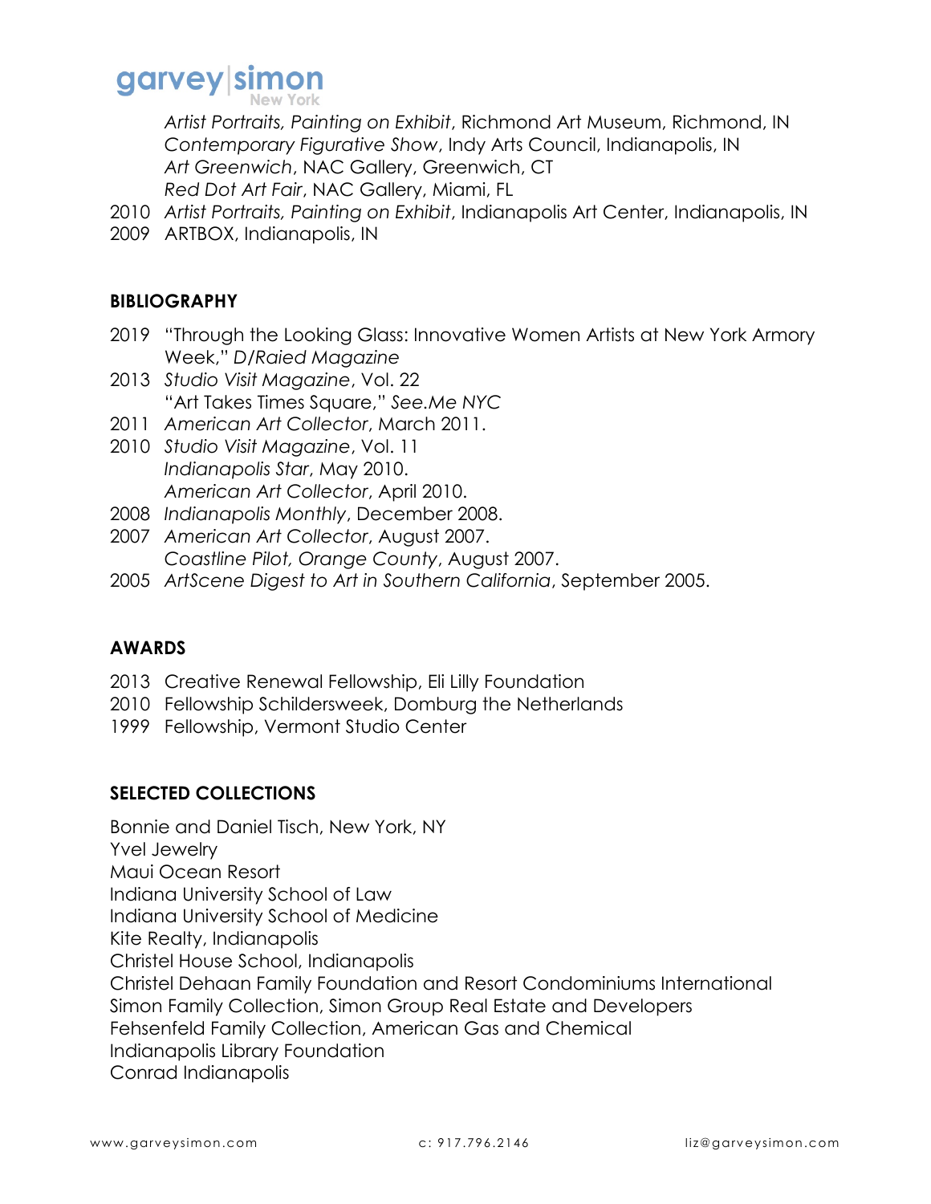*Artist Portraits, Painting on Exhibit*, Richmond Art Museum, Richmond, IN
*Contemporary Figurative Show*, Indy Arts Council, Indianapolis, IN
*Art Greenwich*, NAC Gallery, Greenwich, CT
*Red Dot Art Fair*, NAC Gallery, Miami, FL

2010 *Artist Portraits, Painting on Exhibit*, Indianapolis Art Center, Indianapolis, IN

2009 ARTBOX, Indianapolis, IN

**BIBLIOGRAPHY**

2019 "Through the Looking Glass: Innovative Women Artists at New York Armory Week," *D/Raied Magazine*

2013 *Studio Visit Magazine*, Vol. 22
"Art Takes Times Square," *See.Me NYC*

2011 *American Art Collector*, March 2011.

2010 *Studio Visit Magazine*, Vol. 11
*Indianapolis Star*, May 2010.
*American Art Collector*, April 2010.

2008 *Indianapolis Monthly*, December 2008.

2007 *American Art Collector*, August 2007.
*Coastline Pilot, Orange County*, August 2007.

2005 *ArtScene Digest to Art in Southern California*, September 2005.

**AWARDS**

2013 Creative Renewal Fellowship, Eli Lilly Foundation

2010 Fellowship Schildersweek, Domburg the Netherlands

1999 Fellowship, Vermont Studio Center

**SELECTED COLLECTIONS**

Bonnie and Daniel Tisch, New York, NY
Yvel Jewelry
Maui Ocean Resort
Indiana University School of Law
Indiana University School of Medicine
Kite Realty, Indianapolis
Christel House School, Indianapolis
Christel Dehaan Family Foundation and Resort Condominiums International
Simon Family Collection, Simon Group Real Estate and Developers
Fehsenfeld Family Collection, American Gas and Chemical
Indianapolis Library Foundation
Conrad Indianapolis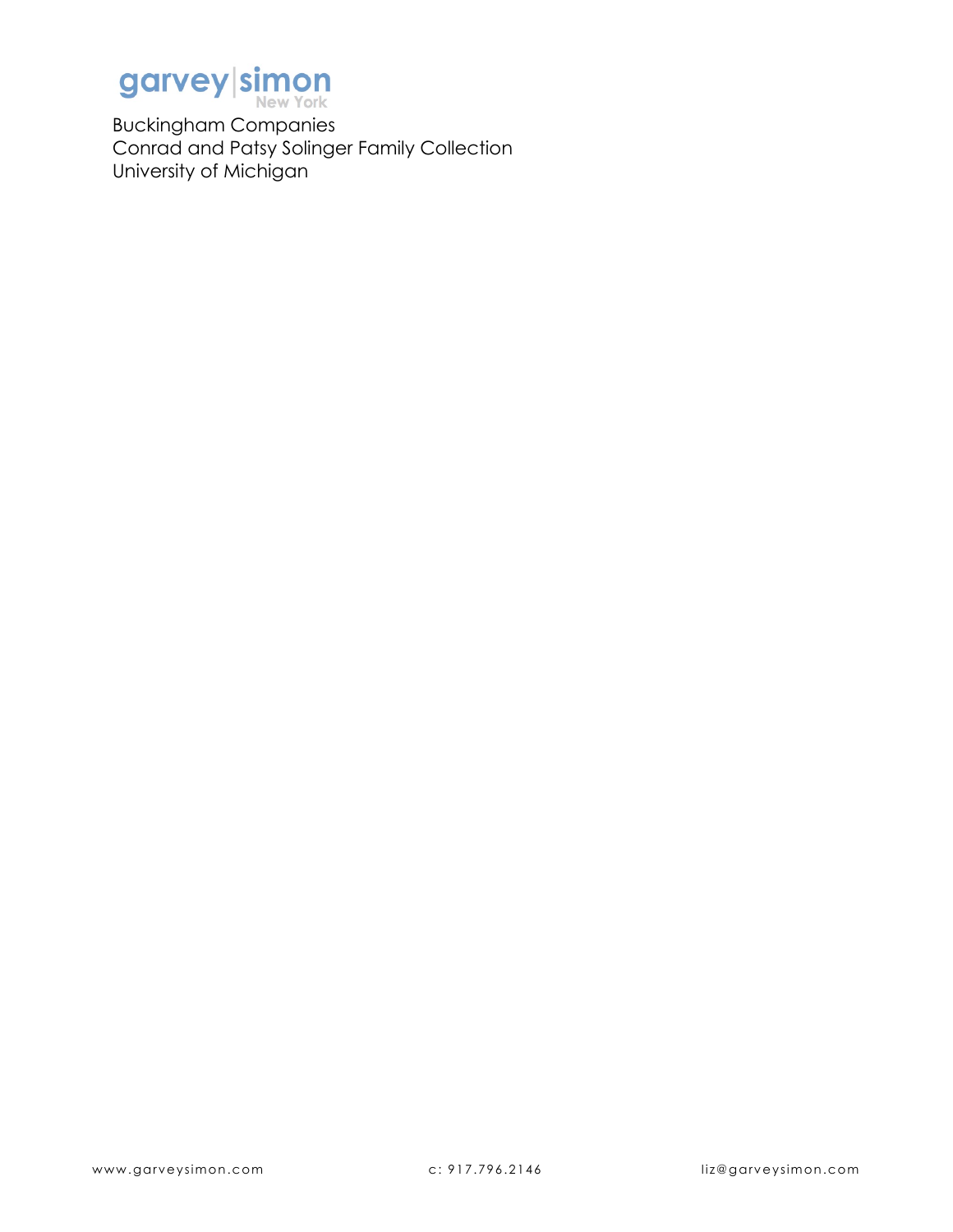Buckingham Companies
Conrad and Patsy Solinger Family Collection
University of Michigan